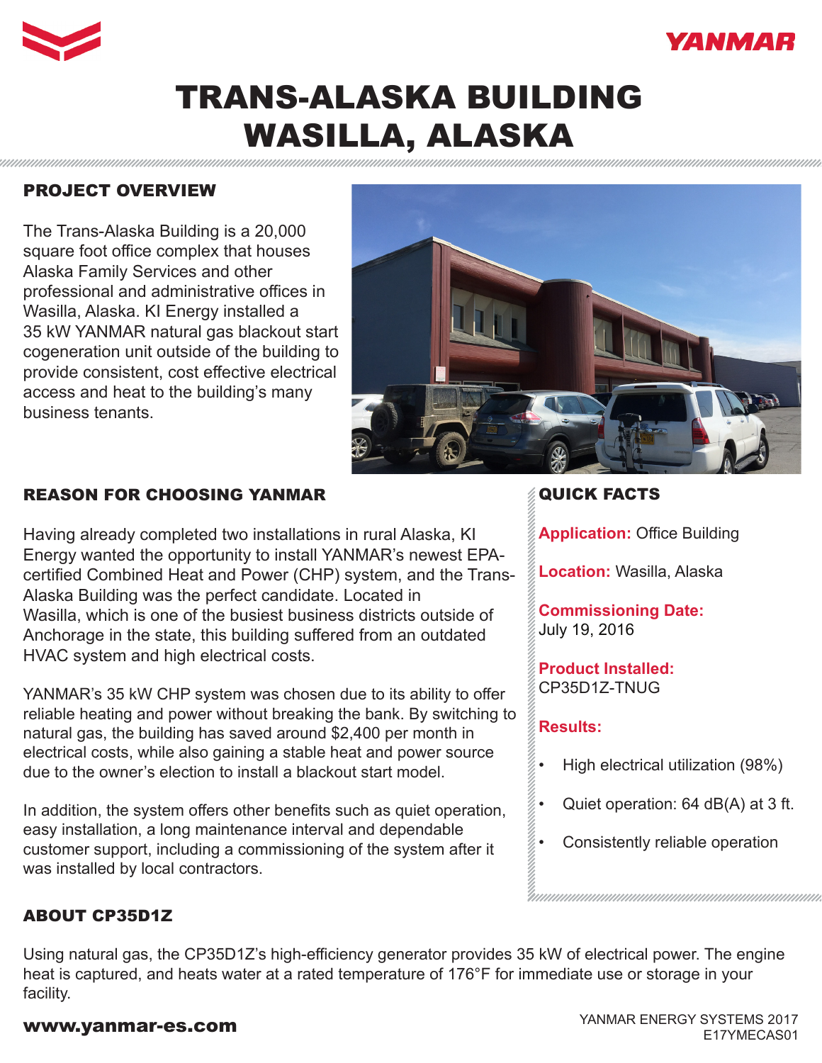# TRANS-ALASKA BUILDING WASILLA, ALASKA

## PROJECT OVERVIEW

The Trans-Alaska Building is a 20,000 square foot office complex that houses Alaska Family Services and other professional and administrative offices in Wasilla, Alaska. KI Energy installed a 35 kW YANMAR natural gas blackout start cogeneration unit outside of the building to provide consistent, cost effective electrical access and heat to the building's many business tenants.

## REASON FOR CHOOSING YANMAR

Having already completed two installations in rural Alaska, KI Energy wanted the opportunity to install YANMAR's newest EPA-certified Combined Heat and Power (CHP) system, and the Trans-Alaska Building was the perfect candidate. Located in Wasilla, which is one of the busiest business districts outside of Anchorage in the state, this building suffered from an outdated HVAC system and high electrical costs.

YANMAR's 35 kW CHP system was chosen due to its ability to offer reliable heating and power without breaking the bank. By switching to natural gas, the building has saved around $2,400 per month in electrical costs, while also gaining a stable heat and power source due to the owner's election to install a blackout start model.

In addition, the system offers other benefits such as quiet operation, easy installation, a long maintenance interval and dependable customer support, including a commissioning of the system after it was installed by local contractors.

## QUICK FACTS

**Application:** Office Building

**Location:** Wasilla, Alaska

**Commissioning Date:** July 19, 2016

**Product Installed:** CP35D1Z-TNUG

**Results:**

- High electrical utilization (98%)
- Quiet operation: 64 dB(A) at 3 ft.
- Consistently reliable operation

## ABOUT CP35D1Z

Using natural gas, the CP35D1Z's high-efficiency generator provides 35 kW of electrical power. The engine heat is captured, and heats water at a rated temperature of 176°F for immediate use or storage in your facility.

**www.yanmar-es.com**

YANMAR ENERGY SYSTEMS 2017
E17YMECAS01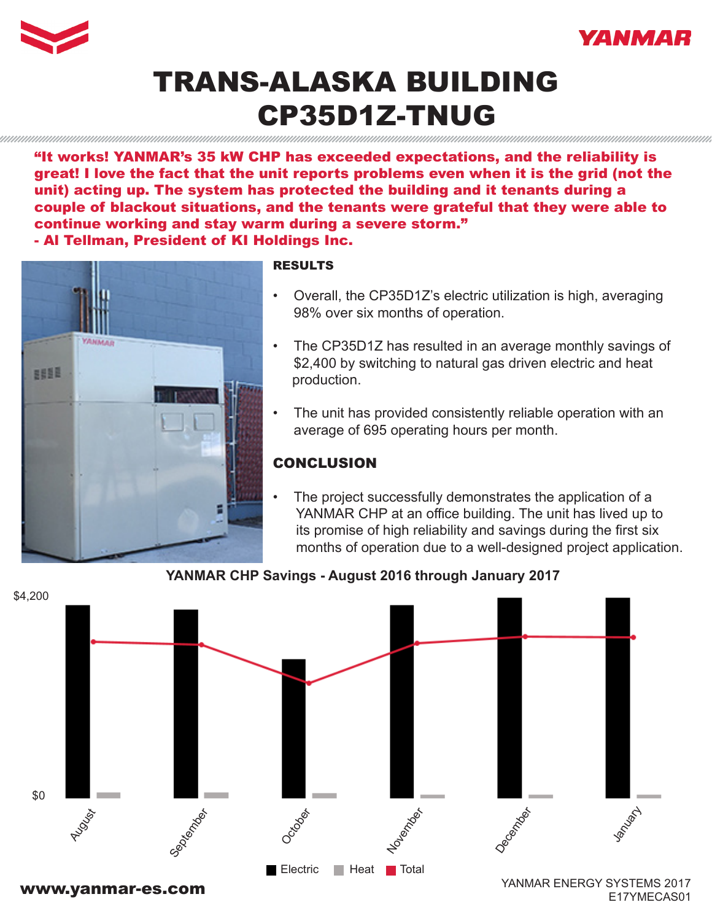# TRANS-ALASKA BUILDING CP35D1Z-TNUG

**"It works! YANMAR's 35 kW CHP has exceeded expectations, and the reliability is great! I love the fact that the unit reports problems even when it is the grid (not the unit) acting up. The system has protected the building and it tenants during a couple of blackout situations, and the tenants were grateful that they were able to continue working and stay warm during a severe storm."**
**- Al Tellman, President of KI Holdings Inc.**

## RESULTS

- Overall, the CP35D1Z's electric utilization is high, averaging 98% over six months of operation.
- The CP35D1Z has resulted in an average monthly savings of $2,400 by switching to natural gas driven electric and heat production.
- The unit has provided consistently reliable operation with an average of 695 operating hours per month.

## CONCLUSION

- The project successfully demonstrates the application of a YANMAR CHP at an office building. The unit has lived up to its promise of high reliability and savings during the first six months of operation due to a well-designed project application.

**YANMAR CHP Savings - August 2016 through January 2017**

$4,200
$0

August
September
October
November
December
January

Electric
Heat
Total

**www.yanmar-es.com**

YANMAR ENERGY SYSTEMS 2017
E17YMECAS01